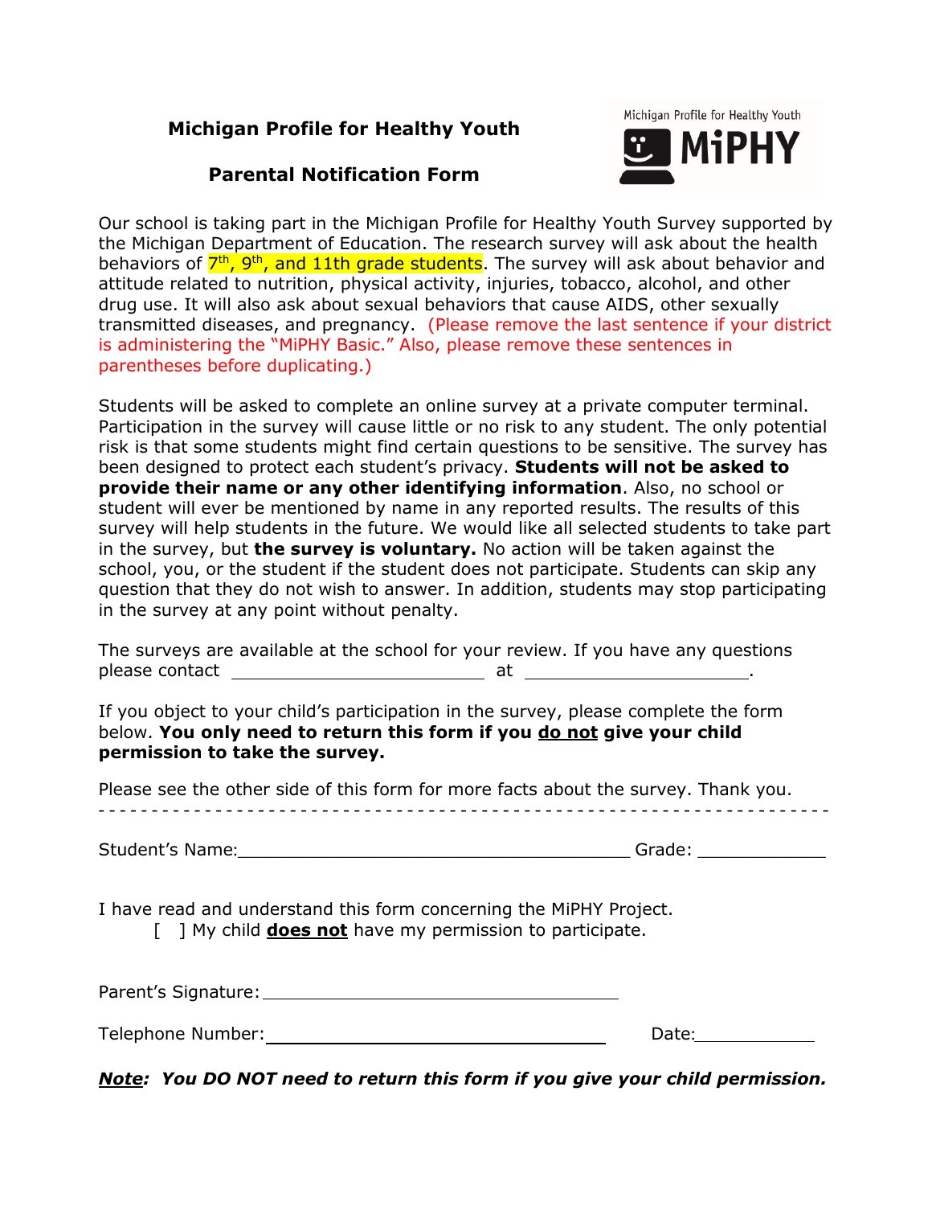# Michigan Profile for Healthy Youth

## Parental Notification Form

Michigan Profile for Healthy Youth **MiPHY**

Our school is taking part in the Michigan Profile for Healthy Youth Survey supported by the Michigan Department of Education. The research survey will ask about the health behaviors of 7th, 9th, and 11th grade students. The survey will ask about behavior and attitude related to nutrition, physical activity, injuries, tobacco, alcohol, and other drug use. It will also ask about sexual behaviors that cause AIDS, other sexually transmitted diseases, and pregnancy. (Please remove the last sentence if your district is administering the "MiPHY Basic." Also, please remove these sentences in parentheses before duplicating.)

Students will be asked to complete an online survey at a private computer terminal. Participation in the survey will cause little or no risk to any student. The only potential risk is that some students might find certain questions to be sensitive. The survey has been designed to protect each student's privacy. **Students will not be asked to provide their name or any other identifying information**. Also, no school or student will ever be mentioned by name in any reported results. The results of this survey will help students in the future. We would like all selected students to take part in the survey, but **the survey is voluntary.** No action will be taken against the school, you, or the student if the student does not participate. Students can skip any question that they do not wish to answer. In addition, students may stop participating in the survey at any point without penalty.

The surveys are available at the school for your review. If you have any questions please contact ______________________ at ____________________.

If you object to your child's participation in the survey, please complete the form below. **You only need to return this form if you do not give your child permission to take the survey.**

Please see the other side of this form for more facts about the survey. Thank you.

- - - - - - - - - - - - - - - - - - - - - - - - - - - - - - - - - - - - - - - - - - - - - - - - - - - - - - - - - - - - - - - -

Student's Name:________________________________ Grade: __________

I have read and understand this form concerning the MiPHY Project.

[ ] My child **does not** have my permission to participate.

Parent's Signature: ______________________________

Telephone Number: ______________________________ Date:__________

***Note*: You DO NOT need to return this form if you give your child permission.**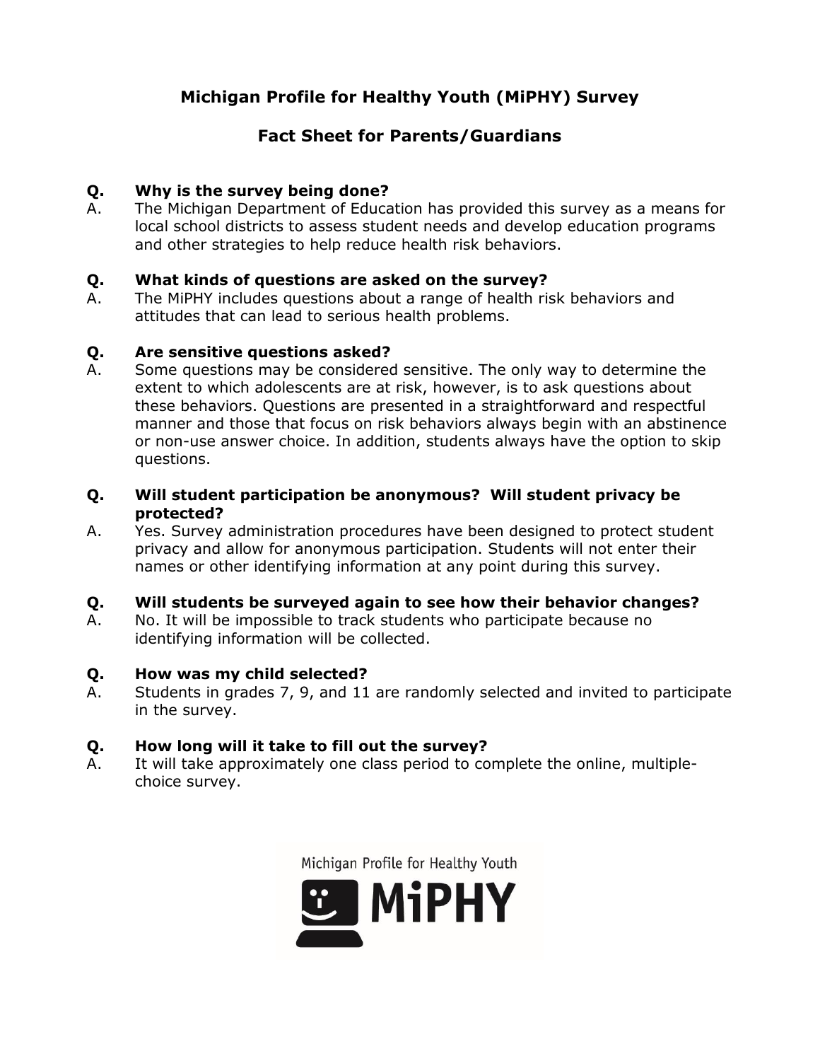# Michigan Profile for Healthy Youth (MiPHY) Survey

## Fact Sheet for Parents/Guardians

**Q. Why is the survey being done?**

A. The Michigan Department of Education has provided this survey as a means for local school districts to assess student needs and develop education programs and other strategies to help reduce health risk behaviors.

**Q. What kinds of questions are asked on the survey?**

A. The MiPHY includes questions about a range of health risk behaviors and attitudes that can lead to serious health problems.

**Q. Are sensitive questions asked?**

A. Some questions may be considered sensitive. The only way to determine the extent to which adolescents are at risk, however, is to ask questions about these behaviors. Questions are presented in a straightforward and respectful manner and those that focus on risk behaviors always begin with an abstinence or non-use answer choice. In addition, students always have the option to skip questions.

**Q. Will student participation be anonymous? Will student privacy be protected?**

A. Yes. Survey administration procedures have been designed to protect student privacy and allow for anonymous participation. Students will not enter their names or other identifying information at any point during this survey.

**Q. Will students be surveyed again to see how their behavior changes?**

A. No. It will be impossible to track students who participate because no identifying information will be collected.

**Q. How was my child selected?**

A. Students in grades 7, 9, and 11 are randomly selected and invited to participate in the survey.

**Q. How long will it take to fill out the survey?**

A. It will take approximately one class period to complete the online, multiple-choice survey.

Michigan Profile for Healthy Youth

MiPHY